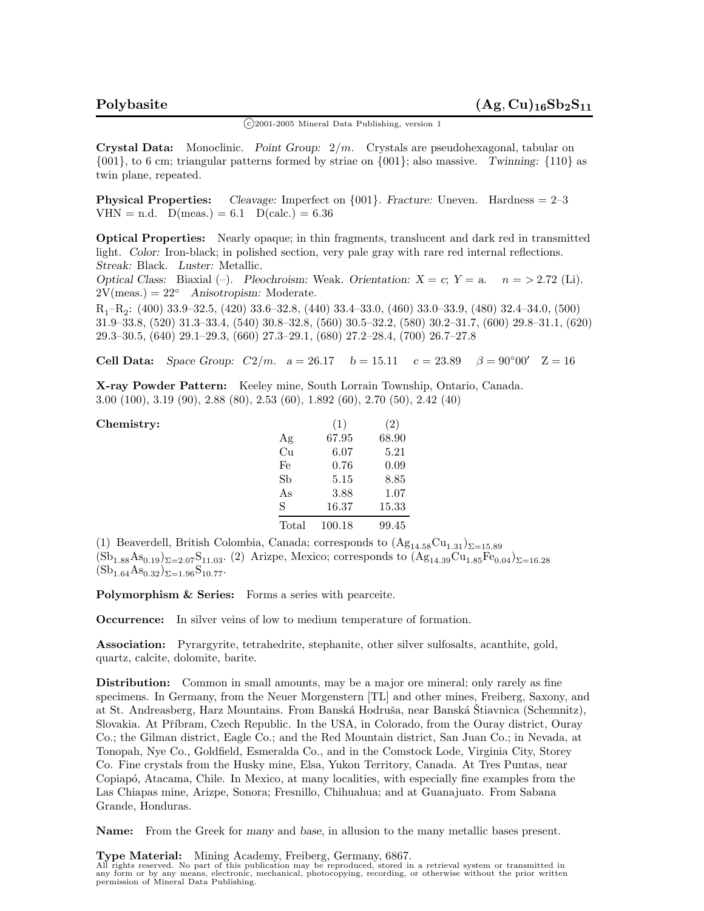# Polybasite $(Ag, Cu)_{16}Sb_2S_{11}$

©2001-2005 Mineral Data Publishing, version 1

**Crystal Data:** Monoclinic. *Point Group:* $2/m$. Crystals are pseudohexagonal, tabular on {001}, to 6 cm; triangular patterns formed by striae on {001}; also massive. *Twinning:* {110} as twin plane, repeated.

**Physical Properties:** *Cleavage:* Imperfect on {001}. *Fracture:* Uneven. Hardness = 2–3 VHN = n.d. D(meas.) = 6.1 D(calc.) = 6.36

**Optical Properties:** Nearly opaque; in thin fragments, translucent and dark red in transmitted light. *Color:* Iron-black; in polished section, very pale gray with rare red internal reflections. *Streak:* Black. *Luster:* Metallic.

*Optical Class:* Biaxial (–). *Pleochroism:* Weak. *Orientation:* X = c; Y = a. n = > 2.72 (Li). 2V(meas.) = 22° *Anisotropism:* Moderate.

$R_1$–$R_2$: (400) 33.9–32.5, (420) 33.6–32.8, (440) 33.4–33.0, (460) 33.0–33.9, (480) 32.4–34.0, (500) 31.9–33.8, (520) 31.3–33.4, (540) 30.8–32.8, (560) 30.5–32.2, (580) 30.2–31.7, (600) 29.8–31.1, (620) 29.3–30.5, (640) 29.1–29.3, (660) 27.3–29.1, (680) 27.2–28.4, (700) 26.7–27.8

**Cell Data:** *Space Group:* $C2/m$. a = 26.17 b = 15.11 c = 23.89 β = 90°00′ Z = 16

**X-ray Powder Pattern:** Keeley mine, South Lorrain Township, Ontario, Canada.
3.00 (100), 3.19 (90), 2.88 (80), 2.53 (60), 1.892 (60), 2.70 (50), 2.42 (40)

**Chemistry:**

| | (1) | (2) |
|---|---|---|
| Ag | 67.95 | 68.90 |
| Cu | 6.07 | 5.21 |
| Fe | 0.76 | 0.09 |
| Sb | 5.15 | 8.85 |
| As | 3.88 | 1.07 |
| S | 16.37 | 15.33 |
| Total | 100.18 | 99.45 |

(1) Beaverdell, British Colombia, Canada; corresponds to $(Ag_{14.58}Cu_{1.31})_{\Sigma=15.89}$ $(Sb_{1.88}As_{0.19})_{\Sigma=2.07}S_{11.03}$. (2) Arizpe, Mexico; corresponds to $(Ag_{14.39}Cu_{1.85}Fe_{0.04})_{\Sigma=16.28}$ $(Sb_{1.64}As_{0.32})_{\Sigma=1.96}S_{10.77}$.

**Polymorphism & Series:** Forms a series with pearceite.

**Occurrence:** In silver veins of low to medium temperature of formation.

**Association:** Pyrargyrite, tetrahedrite, stephanite, other silver sulfosalts, acanthite, gold, quartz, calcite, dolomite, barite.

**Distribution:** Common in small amounts, may be a major ore mineral; only rarely as fine specimens. In Germany, from the Neuer Morgenstern [TL] and other mines, Freiberg, Saxony, and at St. Andreasberg, Harz Mountains. From Banská Hodruša, near Banská Štiavnica (Schemnitz), Slovakia. At Příbram, Czech Republic. In the USA, in Colorado, from the Ouray district, Ouray Co.; the Gilman district, Eagle Co.; and the Red Mountain district, San Juan Co.; in Nevada, at Tonopah, Nye Co., Goldfield, Esmeralda Co., and in the Comstock Lode, Virginia City, Storey Co. Fine crystals from the Husky mine, Elsa, Yukon Territory, Canada. At Tres Puntas, near Copiapó, Atacama, Chile. In Mexico, at many localities, with especially fine examples from the Las Chiapas mine, Arizpe, Sonora; Fresnillo, Chihuahua; and at Guanajuato. From Sabana Grande, Honduras.

**Name:** From the Greek for *many* and *base*, in allusion to the many metallic bases present.

**Type Material:** Mining Academy, Freiberg, Germany, 6867.

All rights reserved. No part of this publication may be reproduced, stored in a retrieval system or transmitted in any form or by any means, electronic, mechanical, photocopying, recording, or otherwise without the prior written permission of Mineral Data Publishing.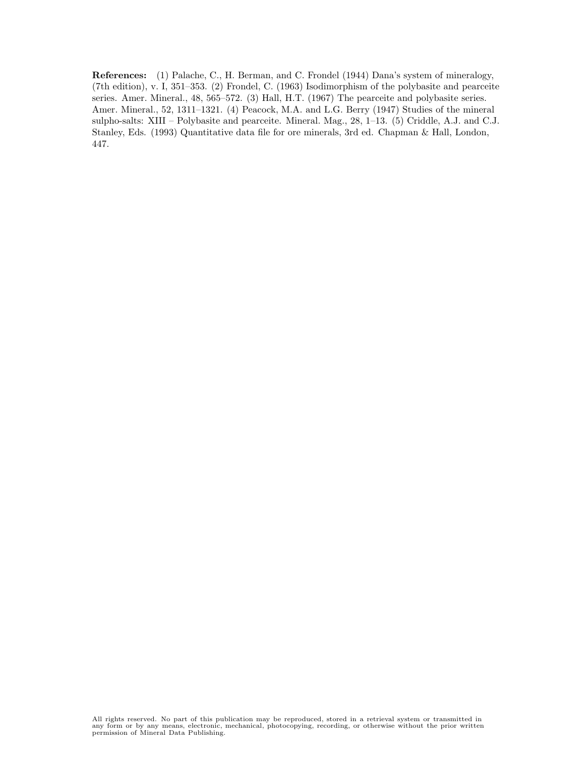**References:** (1) Palache, C., H. Berman, and C. Frondel (1944) Dana's system of mineralogy, (7th edition), v. I, 351–353. (2) Frondel, C. (1963) Isodimorphism of the polybasite and pearceite series. Amer. Mineral., 48, 565–572. (3) Hall, H.T. (1967) The pearceite and polybasite series. Amer. Mineral., 52, 1311–1321. (4) Peacock, M.A. and L.G. Berry (1947) Studies of the mineral sulpho-salts: XIII – Polybasite and pearceite. Mineral. Mag., 28, 1–13. (5) Criddle, A.J. and C.J. Stanley, Eds. (1993) Quantitative data file for ore minerals, 3rd ed. Chapman & Hall, London, 447.

All rights reserved. No part of this publication may be reproduced, stored in a retrieval system or transmitted in any form or by any means, electronic, mechanical, photocopying, recording, or otherwise without the prior written permission of Mineral Data Publishing.